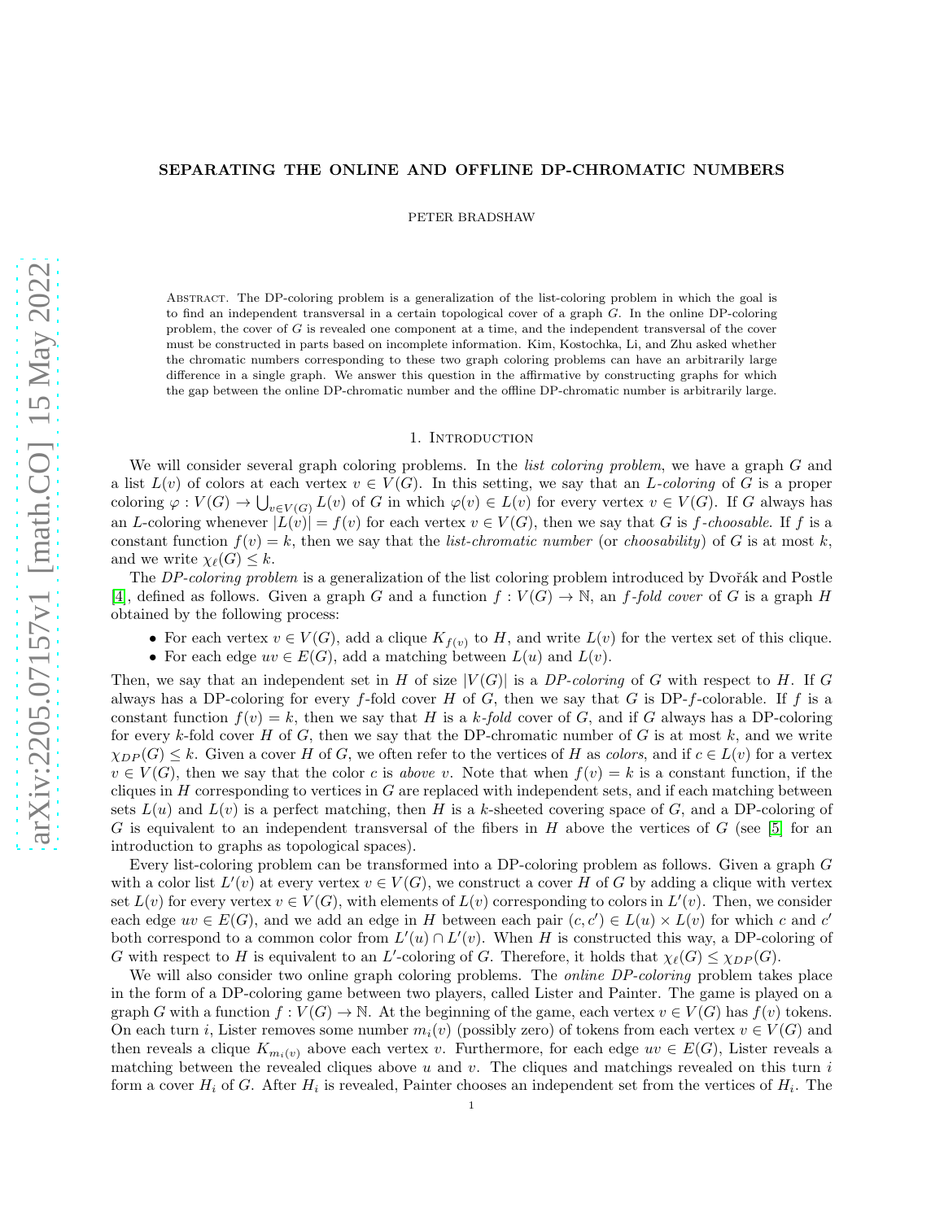# SEPARATING THE ONLINE AND OFFLINE DP-CHROMATIC NUMBERS

PETER BRADSHAW

Abstract. The DP-coloring problem is a generalization of the list-coloring problem in which the goal is to find an independent transversal in a certain topological cover of a graph $G$. In the online DP-coloring problem, the cover of $G$ is revealed one component at a time, and the independent transversal of the cover must be constructed in parts based on incomplete information. Kim, Kostochka, Li, and Zhu asked whether the chromatic numbers corresponding to these two graph coloring problems can have an arbitrarily large difference in a single graph. We answer this question in the affirmative by constructing graphs for which the gap between the online DP-chromatic number and the offline DP-chromatic number is arbitrarily large.

## 1. Introduction

We will consider several graph coloring problems. In the *list coloring problem*, we have a graph $G$ and a list $L(v)$ of colors at each vertex $v \in V(G)$. In this setting, we say that an *L-coloring* of $G$ is a proper coloring $\varphi : V(G) \to \bigcup_{v \in V(G)} L(v)$ of $G$ in which $\varphi(v) \in L(v)$ for every vertex $v \in V(G)$. If $G$ always has an $L$-coloring whenever $|L(v)| = f(v)$ for each vertex $v \in V(G)$, then we say that $G$ is *f-choosable*. If $f$ is a constant function $f(v) = k$, then we say that the *list-chromatic number* (or *choosability*) of $G$ is at most $k$, and we write $\chi_\ell(G) \leq k$.

The *DP-coloring problem* is a generalization of the list coloring problem introduced by Dvořák and Postle [4], defined as follows. Given a graph $G$ and a function $f : V(G) \to \mathbb{N}$, an *f-fold cover* of $G$ is a graph $H$ obtained by the following process:

- For each vertex $v \in V(G)$, add a clique $K_{f(v)}$ to $H$, and write $L(v)$ for the vertex set of this clique.
- For each edge $uv \in E(G)$, add a matching between $L(u)$ and $L(v)$.

Then, we say that an independent set in $H$ of size $|V(G)|$ is a *DP-coloring* of $G$ with respect to $H$. If $G$ always has a DP-coloring for every $f$-fold cover $H$ of $G$, then we say that $G$ is DP-$f$-colorable. If $f$ is a constant function $f(v) = k$, then we say that $H$ is a *k-fold* cover of $G$, and if $G$ always has a DP-coloring for every $k$-fold cover $H$ of $G$, then we say that the DP-chromatic number of $G$ is at most $k$, and we write $\chi_{DP}(G) \leq k$. Given a cover $H$ of $G$, we often refer to the vertices of $H$ as *colors*, and if $c \in L(v)$ for a vertex $v \in V(G)$, then we say that the color $c$ is *above* $v$. Note that when $f(v) = k$ is a constant function, if the cliques in $H$ corresponding to vertices in $G$ are replaced with independent sets, and if each matching between sets $L(u)$ and $L(v)$ is a perfect matching, then $H$ is a $k$-sheeted covering space of $G$, and a DP-coloring of $G$ is equivalent to an independent transversal of the fibers in $H$ above the vertices of $G$ (see [5] for an introduction to graphs as topological spaces).

Every list-coloring problem can be transformed into a DP-coloring problem as follows. Given a graph $G$ with a color list $L'(v)$ at every vertex $v \in V(G)$, we construct a cover $H$ of $G$ by adding a clique with vertex set $L(v)$ for every vertex $v \in V(G)$, with elements of $L(v)$ corresponding to colors in $L'(v)$. Then, we consider each edge $uv \in E(G)$, and we add an edge in $H$ between each pair $(c, c') \in L(u) \times L(v)$ for which $c$ and $c'$ both correspond to a common color from $L'(u) \cap L'(v)$. When $H$ is constructed this way, a DP-coloring of $G$ with respect to $H$ is equivalent to an $L'$-coloring of $G$. Therefore, it holds that $\chi_\ell(G) \leq \chi_{DP}(G)$.

We will also consider two online graph coloring problems. The *online DP-coloring* problem takes place in the form of a DP-coloring game between two players, called Lister and Painter. The game is played on a graph $G$ with a function $f : V(G) \to \mathbb{N}$. At the beginning of the game, each vertex $v \in V(G)$ has $f(v)$ tokens. On each turn $i$, Lister removes some number $m_i(v)$ (possibly zero) of tokens from each vertex $v \in V(G)$ and then reveals a clique $K_{m_i(v)}$ above each vertex $v$. Furthermore, for each edge $uv \in E(G)$, Lister reveals a matching between the revealed cliques above $u$ and $v$. The cliques and matchings revealed on this turn $i$ form a cover $H_i$ of $G$. After $H_i$ is revealed, Painter chooses an independent set from the vertices of $H_i$. The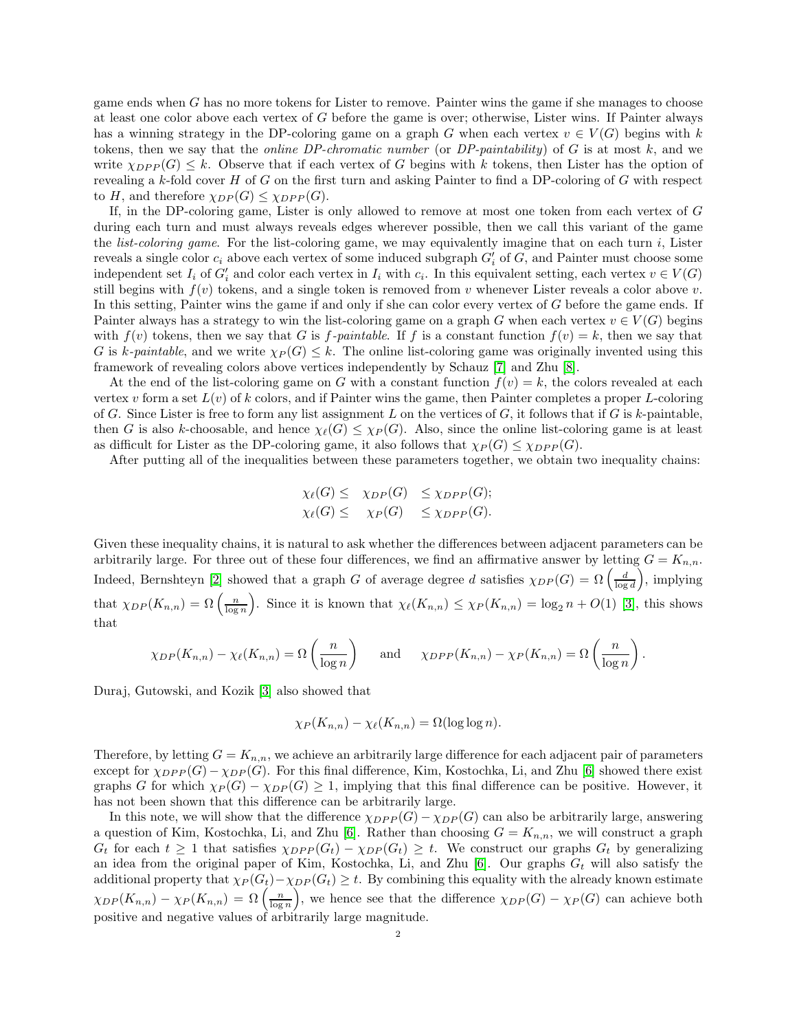game ends when $G$ has no more tokens for Lister to remove. Painter wins the game if she manages to choose at least one color above each vertex of $G$ before the game is over; otherwise, Lister wins. If Painter always has a winning strategy in the DP-coloring game on a graph $G$ when each vertex $v \in V(G)$ begins with $k$ tokens, then we say that the *online DP-chromatic number* (or *DP-paintability*) of $G$ is at most $k$, and we write $\chi_{DPP}(G) \leq k$. Observe that if each vertex of $G$ begins with $k$ tokens, then Lister has the option of revealing a $k$-fold cover $H$ of $G$ on the first turn and asking Painter to find a DP-coloring of $G$ with respect to $H$, and therefore $\chi_{DP}(G) \leq \chi_{DPP}(G)$.

If, in the DP-coloring game, Lister is only allowed to remove at most one token from each vertex of $G$ during each turn and must always reveals edges wherever possible, then we call this variant of the game the *list-coloring game*. For the list-coloring game, we may equivalently imagine that on each turn $i$, Lister reveals a single color $c_i$ above each vertex of some induced subgraph $G'_i$ of $G$, and Painter must choose some independent set $I_i$ of $G'_i$ and color each vertex in $I_i$ with $c_i$. In this equivalent setting, each vertex $v \in V(G)$ still begins with $f(v)$ tokens, and a single token is removed from $v$ whenever Lister reveals a color above $v$. In this setting, Painter wins the game if and only if she can color every vertex of $G$ before the game ends. If Painter always has a strategy to win the list-coloring game on a graph $G$ when each vertex $v \in V(G)$ begins with $f(v)$ tokens, then we say that $G$ is *$f$-paintable*. If $f$ is a constant function $f(v) = k$, then we say that $G$ is *$k$-paintable*, and we write $\chi_P(G) \leq k$. The online list-coloring game was originally invented using this framework of revealing colors above vertices independently by Schauz [7] and Zhu [8].

At the end of the list-coloring game on $G$ with a constant function $f(v) = k$, the colors revealed at each vertex $v$ form a set $L(v)$ of $k$ colors, and if Painter wins the game, then Painter completes a proper $L$-coloring of $G$. Since Lister is free to form any list assignment $L$ on the vertices of $G$, it follows that if $G$ is $k$-paintable, then $G$ is also $k$-choosable, and hence $\chi_\ell(G) \leq \chi_P(G)$. Also, since the online list-coloring game is at least as difficult for Lister as the DP-coloring game, it also follows that $\chi_P(G) \leq \chi_{DPP}(G)$.

After putting all of the inequalities between these parameters together, we obtain two inequality chains:

$$\begin{aligned} \chi_\ell(G) \leq \quad \chi_{DP}(G) \quad &\leq \chi_{DPP}(G); \\ \chi_\ell(G) \leq \quad \chi_P(G) \quad &\leq \chi_{DPP}(G). \end{aligned}$$

Given these inequality chains, it is natural to ask whether the differences between adjacent parameters can be arbitrarily large. For three out of these four differences, we find an affirmative answer by letting $G = K_{n,n}$. Indeed, Bernshteyn [2] showed that a graph $G$ of average degree $d$ satisfies $\chi_{DP}(G) = \Omega\left(\frac{d}{\log d}\right)$, implying that $\chi_{DP}(K_{n,n}) = \Omega\left(\frac{n}{\log n}\right)$. Since it is known that $\chi_\ell(K_{n,n}) \leq \chi_P(K_{n,n}) = \log_2 n + O(1)$ [3], this shows that

$$\chi_{DP}(K_{n,n}) - \chi_\ell(K_{n,n}) = \Omega\left(\frac{n}{\log n}\right) \qquad \text{and} \qquad \chi_{DPP}(K_{n,n}) - \chi_P(K_{n,n}) = \Omega\left(\frac{n}{\log n}\right).$$

Duraj, Gutowski, and Kozik [3] also showed that

$$\chi_P(K_{n,n}) - \chi_\ell(K_{n,n}) = \Omega(\log\log n).$$

Therefore, by letting $G = K_{n,n}$, we achieve an arbitrarily large difference for each adjacent pair of parameters except for $\chi_{DPP}(G) - \chi_{DP}(G)$. For this final difference, Kim, Kostochka, Li, and Zhu [6] showed there exist graphs $G$ for which $\chi_P(G) - \chi_{DP}(G) \geq 1$, implying that this final difference can be positive. However, it has not been shown that this difference can be arbitrarily large.

In this note, we will show that the difference $\chi_{DPP}(G) - \chi_{DP}(G)$ can also be arbitrarily large, answering a question of Kim, Kostochka, Li, and Zhu [6]. Rather than choosing $G = K_{n,n}$, we will construct a graph $G_t$ for each $t \geq 1$ that satisfies $\chi_{DPP}(G_t) - \chi_{DP}(G_t) \geq t$. We construct our graphs $G_t$ by generalizing an idea from the original paper of Kim, Kostochka, Li, and Zhu [6]. Our graphs $G_t$ will also satisfy the additional property that $\chi_P(G_t) - \chi_{DP}(G_t) \geq t$. By combining this equality with the already known estimate $\chi_{DP}(K_{n,n}) - \chi_P(K_{n,n}) = \Omega\left(\frac{n}{\log n}\right)$, we hence see that the difference $\chi_{DP}(G) - \chi_P(G)$ can achieve both positive and negative values of arbitrarily large magnitude.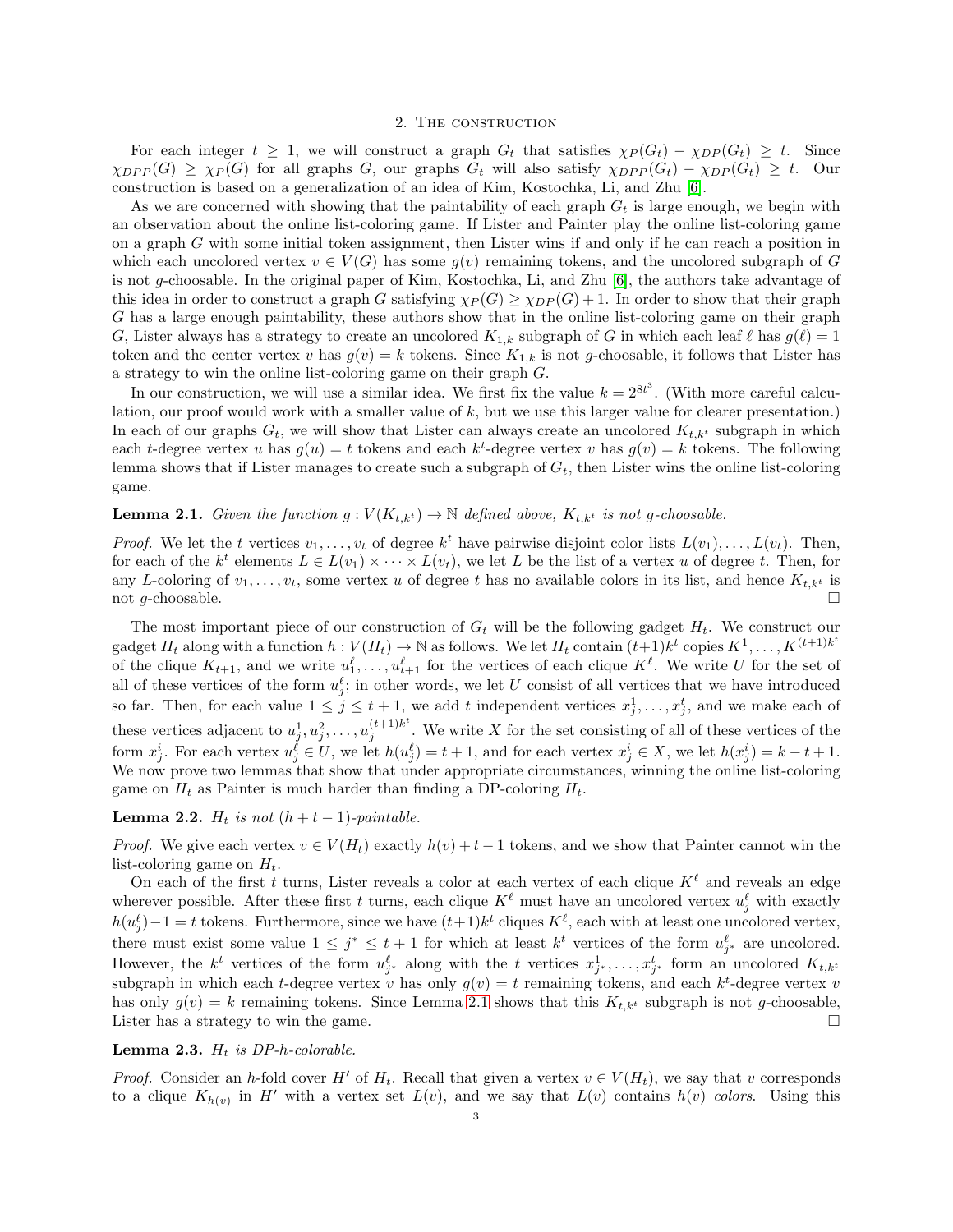## 2. The construction

For each integer $t \geq 1$, we will construct a graph $G_t$ that satisfies $\chi_P(G_t) - \chi_{DP}(G_t) \geq t$. Since $\chi_{DPP}(G) \geq \chi_P(G)$ for all graphs $G$, our graphs $G_t$ will also satisfy $\chi_{DPP}(G_t) - \chi_{DP}(G_t) \geq t$. Our construction is based on a generalization of an idea of Kim, Kostochka, Li, and Zhu [6].

As we are concerned with showing that the paintability of each graph $G_t$ is large enough, we begin with an observation about the online list-coloring game. If Lister and Painter play the online list-coloring game on a graph $G$ with some initial token assignment, then Lister wins if and only if he can reach a position in which each uncolored vertex $v \in V(G)$ has some $g(v)$ remaining tokens, and the uncolored subgraph of $G$ is not $g$-choosable. In the original paper of Kim, Kostochka, Li, and Zhu [6], the authors take advantage of this idea in order to construct a graph $G$ satisfying $\chi_P(G) \geq \chi_{DP}(G) + 1$. In order to show that their graph $G$ has a large enough paintability, these authors show that in the online list-coloring game on their graph $G$, Lister always has a strategy to create an uncolored $K_{1,k}$ subgraph of $G$ in which each leaf $\ell$ has $g(\ell) = 1$ token and the center vertex $v$ has $g(v) = k$ tokens. Since $K_{1,k}$ is not $g$-choosable, it follows that Lister has a strategy to win the online list-coloring game on their graph $G$.

In our construction, we will use a similar idea. We first fix the value $k = 2^{8t^3}$. (With more careful calculation, our proof would work with a smaller value of $k$, but we use this larger value for clearer presentation.) In each of our graphs $G_t$, we will show that Lister can always create an uncolored $K_{t,k^t}$ subgraph in which each $t$-degree vertex $u$ has $g(u) = t$ tokens and each $k^t$-degree vertex $v$ has $g(v) = k$ tokens. The following lemma shows that if Lister manages to create such a subgraph of $G_t$, then Lister wins the online list-coloring game.

**Lemma 2.1.** *Given the function $g : V(K_{t,k^t}) \to \mathbb{N}$ defined above, $K_{t,k^t}$ is not $g$-choosable.*

*Proof.* We let the $t$ vertices $v_1, \dots, v_t$ of degree $k^t$ have pairwise disjoint color lists $L(v_1), \dots, L(v_t)$. Then, for each of the $k^t$ elements $L \in L(v_1) \times \dots \times L(v_t)$, we let $L$ be the list of a vertex $u$ of degree $t$. Then, for any $L$-coloring of $v_1, \dots, v_t$, some vertex $u$ of degree $t$ has no available colors in its list, and hence $K_{t,k^t}$ is not $g$-choosable. $\square$

The most important piece of our construction of $G_t$ will be the following gadget $H_t$. We construct our gadget $H_t$ along with a function $h : V(H_t) \to \mathbb{N}$ as follows. We let $H_t$ contain $(t+1)k^t$ copies $K^1, \dots, K^{(t+1)k^t}$ of the clique $K_{t+1}$, and we write $u_1^\ell, \dots, u_{t+1}^\ell$ for the vertices of each clique $K^\ell$. We write $U$ for the set of all of these vertices of the form $u_j^\ell$; in other words, we let $U$ consist of all vertices that we have introduced so far. Then, for each value $1 \leq j \leq t+1$, we add $t$ independent vertices $x_j^1, \dots, x_j^t$, and we make each of these vertices adjacent to $u_j^1, u_j^2, \dots, u_j^{(t+1)k^t}$. We write $X$ for the set consisting of all of these vertices of the form $x_j^i$. For each vertex $u_j^\ell \in U$, we let $h(u_j^\ell) = t+1$, and for each vertex $x_j^i \in X$, we let $h(x_j^i) = k - t + 1$. We now prove two lemmas that show that under appropriate circumstances, winning the online list-coloring game on $H_t$ as Painter is much harder than finding a DP-coloring $H_t$.

**Lemma 2.2.** *$H_t$ is not $(h + t - 1)$-paintable.*

*Proof.* We give each vertex $v \in V(H_t)$ exactly $h(v) + t - 1$ tokens, and we show that Painter cannot win the list-coloring game on $H_t$.

On each of the first $t$ turns, Lister reveals a color at each vertex of each clique $K^\ell$ and reveals an edge wherever possible. After these first $t$ turns, each clique $K^\ell$ must have an uncolored vertex $u_j^\ell$ with exactly $h(u_j^\ell) - 1 = t$ tokens. Furthermore, since we have $(t+1)k^t$ cliques $K^\ell$, each with at least one uncolored vertex, there must exist some value $1 \leq j^* \leq t+1$ for which at least $k^t$ vertices of the form $u_{j^*}^\ell$ are uncolored. However, the $k^t$ vertices of the form $u_{j^*}^\ell$ along with the $t$ vertices $x_{j^*}^1, \dots, x_{j^*}^t$ form an uncolored $K_{t,k^t}$ subgraph in which each $t$-degree vertex $v$ has only $g(v) = t$ remaining tokens, and each $k^t$-degree vertex $v$ has only $g(v) = k$ remaining tokens. Since Lemma 2.1 shows that this $K_{t,k^t}$ subgraph is not $g$-choosable, Lister has a strategy to win the game. $\square$

**Lemma 2.3.** *$H_t$ is DP-$h$-colorable.*

*Proof.* Consider an $h$-fold cover $H'$ of $H_t$. Recall that given a vertex $v \in V(H_t)$, we say that $v$ corresponds to a clique $K_{h(v)}$ in $H'$ with a vertex set $L(v)$, and we say that $L(v)$ contains $h(v)$ *colors*. Using this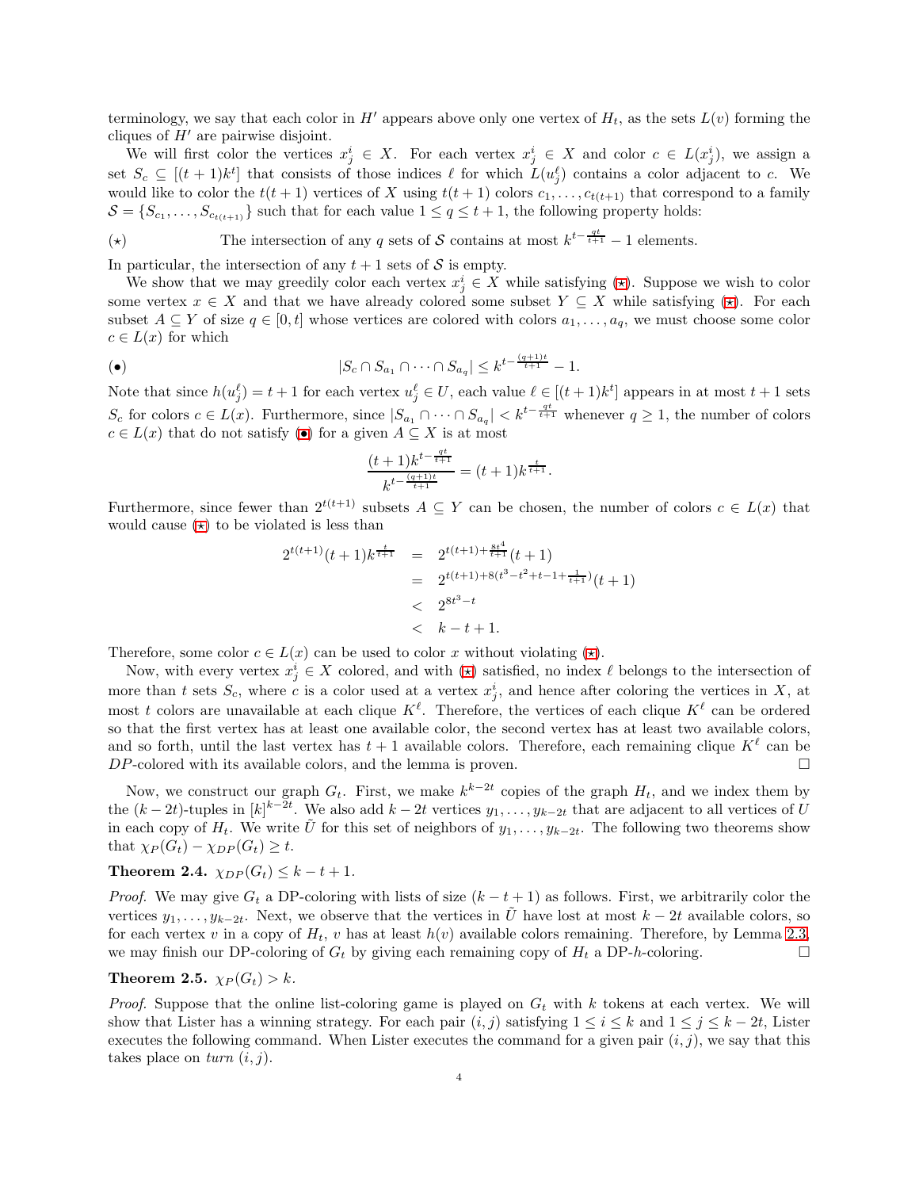terminology, we say that each color in $H'$ appears above only one vertex of $H_t$, as the sets $L(v)$ forming the cliques of $H'$ are pairwise disjoint.

We will first color the vertices $x_j^i \in X$. For each vertex $x_j^i \in X$ and color $c \in L(x_j^i)$, we assign a set $S_c \subseteq [(t+1)k^t]$ that consists of those indices $\ell$ for which $L(u_j^\ell)$ contains a color adjacent to $c$. We would like to color the $t(t+1)$ vertices of $X$ using $t(t+1)$ colors $c_1, \dots, c_{t(t+1)}$ that correspond to a family $\mathcal{S} = \{S_{c_1}, \dots, S_{c_{t(t+1)}}\}$ such that for each value $1 \leq q \leq t+1$, the following property holds:

$(\star)$ The intersection of any $q$ sets of $\mathcal{S}$ contains at most $k^{t - \frac{qt}{t+1}} - 1$ elements.

In particular, the intersection of any $t+1$ sets of $\mathcal{S}$ is empty.

We show that we may greedily color each vertex $x_j^i \in X$ while satisfying $(\star)$. Suppose we wish to color some vertex $x \in X$ and that we have already colored some subset $Y \subseteq X$ while satisfying $(\star)$. For each subset $A \subseteq Y$ of size $q \in [0,t]$ whose vertices are colored with colors $a_1, \dots, a_q$, we must choose some color $c \in L(x)$ for which

$$(\bullet) \qquad |S_c \cap S_{a_1} \cap \cdots \cap S_{a_q}| \leq k^{t - \frac{(q+1)t}{t+1}} - 1.$$

Note that since $h(u_j^\ell) = t+1$ for each vertex $u_j^\ell \in U$, each value $\ell \in [(t+1)k^t]$ appears in at most $t+1$ sets $S_c$ for colors $c \in L(x)$. Furthermore, since $|S_{a_1} \cap \cdots \cap S_{a_q}| < k^{t - \frac{qt}{t+1}}$ whenever $q \geq 1$, the number of colors $c \in L(x)$ that do not satisfy $(\bullet)$ for a given $A \subseteq X$ is at most

$$\frac{(t+1)k^{t-\frac{qt}{t+1}}}{k^{t-\frac{(q+1)t}{t+1}}} = (t+1)k^{\frac{t}{t+1}}.$$

Furthermore, since fewer than $2^{t(t+1)}$ subsets $A \subseteq Y$ can be chosen, the number of colors $c \in L(x)$ that would cause $(\star)$ to be violated is less than

$$\begin{aligned}
2^{t(t+1)}(t+1)k^{\frac{t}{t+1}} &= 2^{t(t+1)+\frac{8t^4}{t+1}}(t+1) \\
&= 2^{t(t+1)+8(t^3-t^2+t-1+\frac{1}{t+1})}(t+1) \\
&< 2^{8t^3-t} \\
&< k-t+1.
\end{aligned}$$

Therefore, some color $c \in L(x)$ can be used to color $x$ without violating $(\star)$.

Now, with every vertex $x_j^i \in X$ colored, and with $(\star)$ satisfied, no index $\ell$ belongs to the intersection of more than $t$ sets $S_c$, where $c$ is a color used at a vertex $x_j^i$, and hence after coloring the vertices in $X$, at most $t$ colors are unavailable at each clique $K^\ell$. Therefore, the vertices of each clique $K^\ell$ can be ordered so that the first vertex has at least one available color, the second vertex has at least two available colors, and so forth, until the last vertex has $t+1$ available colors. Therefore, each remaining clique $K^\ell$ can be $DP$-colored with its available colors, and the lemma is proven. □

Now, we construct our graph $G_t$. First, we make $k^{k-2t}$ copies of the graph $H_t$, and we index them by the $(k-2t)$-tuples in $[k]^{k-2t}$. We also add $k-2t$ vertices $y_1, \dots, y_{k-2t}$ that are adjacent to all vertices of $U$ in each copy of $H_t$. We write $\tilde{U}$ for this set of neighbors of $y_1, \dots, y_{k-2t}$. The following two theorems show that $\chi_P(G_t) - \chi_{DP}(G_t) \geq t$.

**Theorem 2.4.** $\chi_{DP}(G_t) \leq k-t+1$.

*Proof.* We may give $G_t$ a DP-coloring with lists of size $(k-t+1)$ as follows. First, we arbitrarily color the vertices $y_1, \dots, y_{k-2t}$. Next, we observe that the vertices in $\tilde{U}$ have lost at most $k-2t$ available colors, so for each vertex $v$ in a copy of $H_t$, $v$ has at least $h(v)$ available colors remaining. Therefore, by Lemma 2.3, we may finish our DP-coloring of $G_t$ by giving each remaining copy of $H_t$ a DP-$h$-coloring. □

**Theorem 2.5.** $\chi_P(G_t) > k$.

*Proof.* Suppose that the online list-coloring game is played on $G_t$ with $k$ tokens at each vertex. We will show that Lister has a winning strategy. For each pair $(i,j)$ satisfying $1 \leq i \leq k$ and $1 \leq j \leq k-2t$, Lister executes the following command. When Lister executes the command for a given pair $(i,j)$, we say that this takes place on *turn* $(i,j)$.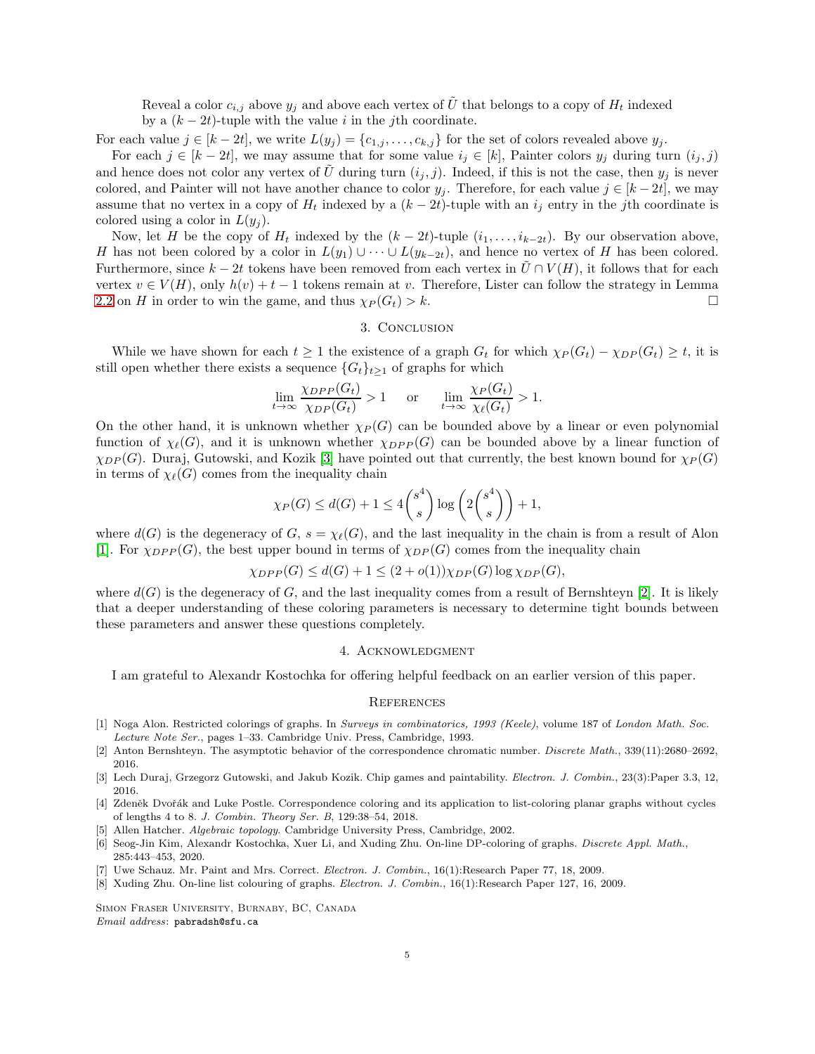Reveal a color $c_{i,j}$ above $y_j$ and above each vertex of $\tilde{U}$ that belongs to a copy of $H_t$ indexed by a $(k-2t)$-tuple with the value $i$ in the $j$th coordinate.

For each value $j \in [k-2t]$, we write $L(y_j) = \{c_{1,j}, \dots, c_{k,j}\}$ for the set of colors revealed above $y_j$.

For each $j \in [k-2t]$, we may assume that for some value $i_j \in [k]$, Painter colors $y_j$ during turn $(i_j, j)$ and hence does not color any vertex of $\tilde{U}$ during turn $(i_j, j)$. Indeed, if this is not the case, then $y_j$ is never colored, and Painter will not have another chance to color $y_j$. Therefore, for each value $j \in [k-2t]$, we may assume that no vertex in a copy of $H_t$ indexed by a $(k-2t)$-tuple with an $i_j$ entry in the $j$th coordinate is colored using a color in $L(y_j)$.

Now, let $H$ be the copy of $H_t$ indexed by the $(k-2t)$-tuple $(i_1, \dots, i_{k-2t})$. By our observation above, $H$ has not been colored by a color in $L(y_1) \cup \dots \cup L(y_{k-2t})$, and hence no vertex of $H$ has been colored. Furthermore, since $k-2t$ tokens have been removed from each vertex in $\tilde{U} \cap V(H)$, it follows that for each vertex $v \in V(H)$, only $h(v) + t - 1$ tokens remain at $v$. Therefore, Lister can follow the strategy in Lemma 2.2 on $H$ in order to win the game, and thus $\chi_P(G_t) > k$. □

## 3. Conclusion

While we have shown for each $t \geq 1$ the existence of a graph $G_t$ for which $\chi_P(G_t) - \chi_{DP}(G_t) \geq t$, it is still open whether there exists a sequence $\{G_t\}_{t \geq 1}$ of graphs for which

$$\lim_{t \to \infty} \frac{\chi_{DPP}(G_t)}{\chi_{DP}(G_t)} > 1 \quad \text{or} \quad \lim_{t \to \infty} \frac{\chi_P(G_t)}{\chi_\ell(G_t)} > 1.$$

On the other hand, it is unknown whether $\chi_P(G)$ can be bounded above by a linear or even polynomial function of $\chi_\ell(G)$, and it is unknown whether $\chi_{DPP}(G)$ can be bounded above by a linear function of $\chi_{DP}(G)$. Duraj, Gutowski, and Kozik [3] have pointed out that currently, the best known bound for $\chi_P(G)$ in terms of $\chi_\ell(G)$ comes from the inequality chain

$$\chi_P(G) \leq d(G) + 1 \leq 4\binom{s^4}{s} \log\left(2\binom{s^4}{s}\right) + 1,$$

where $d(G)$ is the degeneracy of $G$, $s = \chi_\ell(G)$, and the last inequality in the chain is from a result of Alon [1]. For $\chi_{DPP}(G)$, the best upper bound in terms of $\chi_{DP}(G)$ comes from the inequality chain

$$\chi_{DPP}(G) \leq d(G) + 1 \leq (2 + o(1))\chi_{DP}(G) \log \chi_{DP}(G),$$

where $d(G)$ is the degeneracy of $G$, and the last inequality comes from a result of Bernshteyn [2]. It is likely that a deeper understanding of these coloring parameters is necessary to determine tight bounds between these parameters and answer these questions completely.

## 4. Acknowledgment

I am grateful to Alexandr Kostochka for offering helpful feedback on an earlier version of this paper.

## References

[1] Noga Alon. Restricted colorings of graphs. In *Surveys in combinatorics, 1993 (Keele)*, volume 187 of *London Math. Soc. Lecture Note Ser.*, pages 1–33. Cambridge Univ. Press, Cambridge, 1993.

[2] Anton Bernshteyn. The asymptotic behavior of the correspondence chromatic number. *Discrete Math.*, 339(11):2680–2692, 2016.

[3] Lech Duraj, Grzegorz Gutowski, and Jakub Kozik. Chip games and paintability. *Electron. J. Combin.*, 23(3):Paper 3.3, 12, 2016.

[4] Zdeněk Dvořák and Luke Postle. Correspondence coloring and its application to list-coloring planar graphs without cycles of lengths 4 to 8. *J. Combin. Theory Ser. B*, 129:38–54, 2018.

[5] Allen Hatcher. *Algebraic topology*. Cambridge University Press, Cambridge, 2002.

[6] Seog-Jin Kim, Alexandr Kostochka, Xuer Li, and Xuding Zhu. On-line DP-coloring of graphs. *Discrete Appl. Math.*, 285:443–453, 2020.

[7] Uwe Schauz. Mr. Paint and Mrs. Correct. *Electron. J. Combin.*, 16(1):Research Paper 77, 18, 2009.

[8] Xuding Zhu. On-line list colouring of graphs. *Electron. J. Combin.*, 16(1):Research Paper 127, 16, 2009.

Simon Fraser University, Burnaby, BC, Canada
*Email address*: pabradsh@sfu.ca